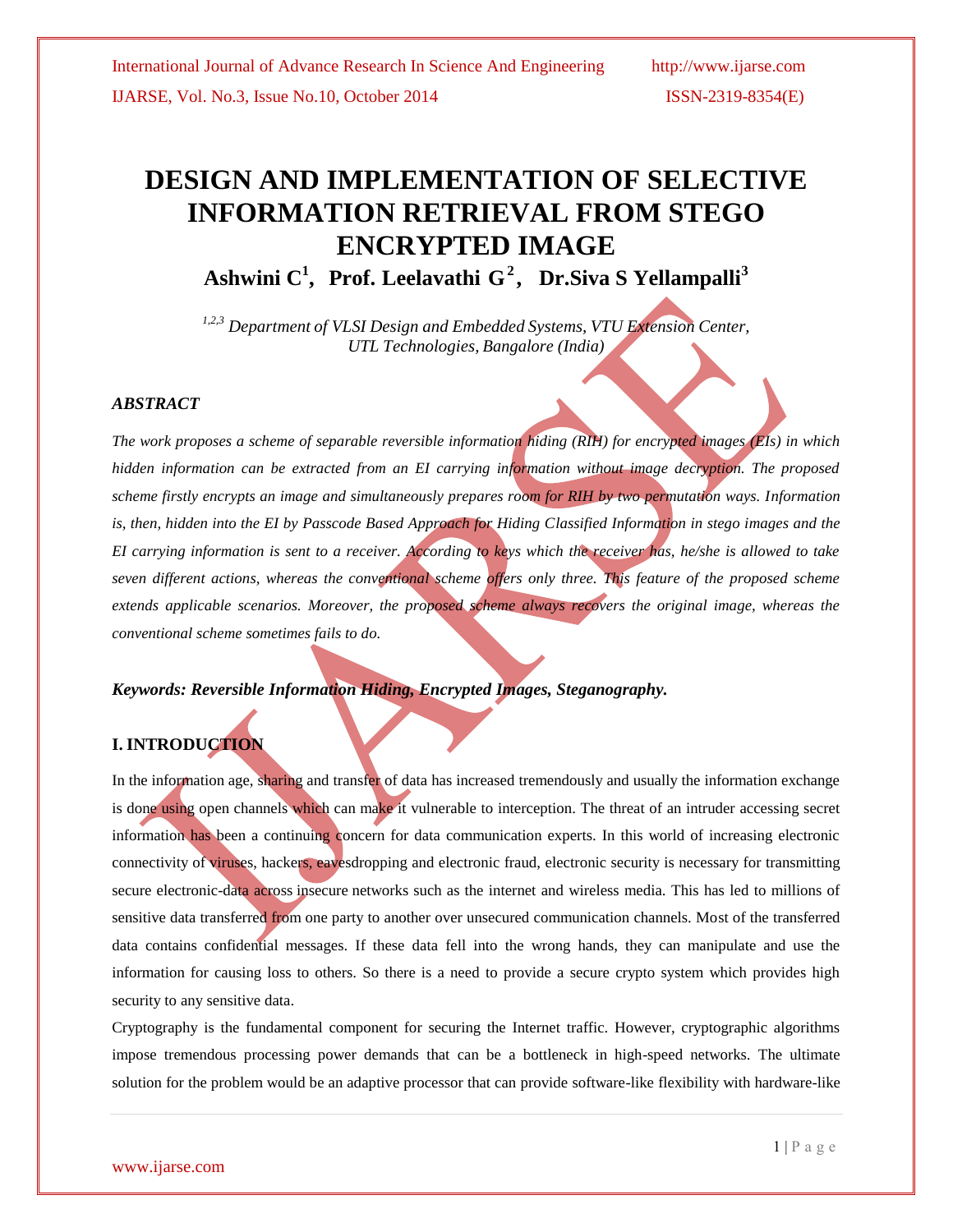# DESIGN AND IMPLEMENTATION OF SELECTIVE INFORMATION RETRIEVAL FROM STEGO ENCRYPTED IMAGE

**Ashwini C[1], Prof. Leelavathi G[2], Dr.Siva S Yellampalli[3]**

*[1,2,3] Department of VLSI Design and Embedded Systems, VTU Extension Center, UTL Technologies, Bangalore (India)*

### *ABSTRACT*

*The work proposes a scheme of separable reversible information hiding (RIH) for encrypted images (EIs) in which hidden information can be extracted from an EI carrying information without image decryption. The proposed scheme firstly encrypts an image and simultaneously prepares room for RIH by two permutation ways. Information is, then, hidden into the EI by Passcode Based Approach for Hiding Classified Information in stego images and the EI carrying information is sent to a receiver. According to keys which the receiver has, he/she is allowed to take seven different actions, whereas the conventional scheme offers only three. This feature of the proposed scheme extends applicable scenarios. Moreover, the proposed scheme always recovers the original image, whereas the conventional scheme sometimes fails to do.*

***Keywords: Reversible Information Hiding, Encrypted Images, Steganography.***

## I. INTRODUCTION

In the information age, sharing and transfer of data has increased tremendously and usually the information exchange is done using open channels which can make it vulnerable to interception. The threat of an intruder accessing secret information has been a continuing concern for data communication experts. In this world of increasing electronic connectivity of viruses, hackers, eavesdropping and electronic fraud, electronic security is necessary for transmitting secure electronic-data across insecure networks such as the internet and wireless media. This has led to millions of sensitive data transferred from one party to another over unsecured communication channels. Most of the transferred data contains confidential messages. If these data fell into the wrong hands, they can manipulate and use the information for causing loss to others. So there is a need to provide a secure crypto system which provides high security to any sensitive data.

Cryptography is the fundamental component for securing the Internet traffic. However, cryptographic algorithms impose tremendous processing power demands that can be a bottleneck in high-speed networks. The ultimate solution for the problem would be an adaptive processor that can provide software-like flexibility with hardware-like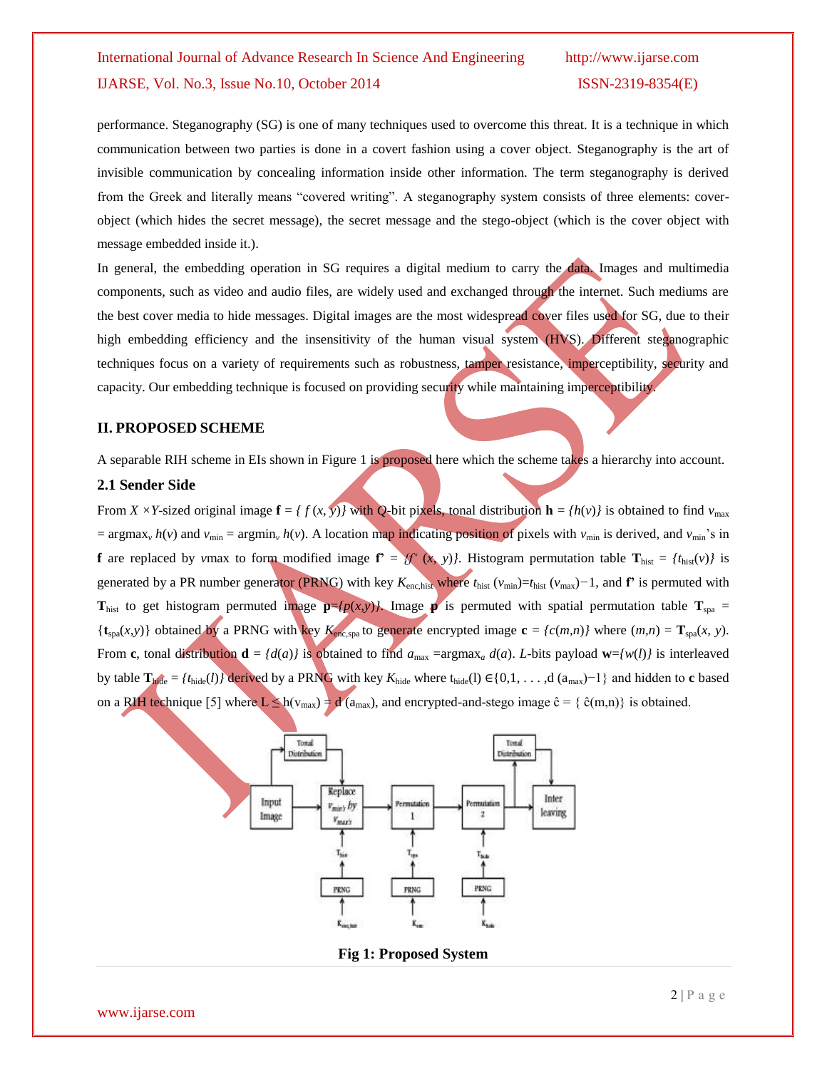performance. Steganography (SG) is one of many techniques used to overcome this threat. It is a technique in which communication between two parties is done in a covert fashion using a cover object. Steganography is the art of invisible communication by concealing information inside other information. The term steganography is derived from the Greek and literally means "covered writing". A steganography system consists of three elements: cover-object (which hides the secret message), the secret message and the stego-object (which is the cover object with message embedded inside it.).

In general, the embedding operation in SG requires a digital medium to carry the data. Images and multimedia components, such as video and audio files, are widely used and exchanged through the internet. Such mediums are the best cover media to hide messages. Digital images are the most widespread cover files used for SG, due to their high embedding efficiency and the insensitivity of the human visual system (HVS). Different steganographic techniques focus on a variety of requirements such as robustness, tamper resistance, imperceptibility, security and capacity. Our embedding technique is focused on providing security while maintaining imperceptibility.

## II. PROPOSED SCHEME

A separable RIH scheme in EIs shown in Figure 1 is proposed here which the scheme takes a hierarchy into account.

### 2.1 Sender Side

From $X \times Y$-sized original image $\mathbf{f} = \{ f(x, y)\}$ with $Q$-bit pixels, tonal distribution $\mathbf{h} = \{h(v)\}$ is obtained to find $v_{max} = \text{argmax}_v\, h(v)$ and $v_{min} = \text{argmin}_v\, h(v)$. A location map indicating position of pixels with $v_{min}$ is derived, and $v_{min}$'s in $\mathbf{f}$ are replaced by $v$max to form modified image $\mathbf{f'} = \{f'(x, y)\}$. Histogram permutation table $\mathbf{T}_{hist} = \{t_{hist}(v)\}$ is generated by a PR number generator (PRNG) with key $K_{enc,hist}$ where $t_{hist}(v_{min}) = t_{hist}(v_{max})-1$, and $\mathbf{f'}$ is permuted with $\mathbf{T}_{hist}$ to get histogram permuted image $\mathbf{p}=\{p(x,y)\}$. Image $\mathbf{p}$ is permuted with spatial permutation table $\mathbf{T}_{spa} = \{\mathbf{t}_{spa}(x,y)\}$ obtained by a PRNG with key $K_{enc,spa}$ to generate encrypted image $\mathbf{c} = \{c(m,n)\}$ where $(m,n) = \mathbf{T}_{spa}(x, y)$. From $\mathbf{c}$, tonal distribution $\mathbf{d} = \{d(a)\}$ is obtained to find $a_{max} = \text{argmax}_a\, d(a)$. $L$-bits payload $\mathbf{w}=\{w(l)\}$ is interleaved by table $\mathbf{T}_{hide} = \{t_{hide}(l)\}$ derived by a PRNG with key $K_{hide}$ where $t_{hide}(l) \in \{0,1, \ldots, d(a_{max})-1\}$ and hidden to $\mathbf{c}$ based on a RIH technique [5] where $L \le h(v_{max}) = d(a_{max})$, and encrypted-and-stego image $\hat{c} = \{ \hat{c}(m,n)\}$ is obtained.

**Fig 1: Proposed System**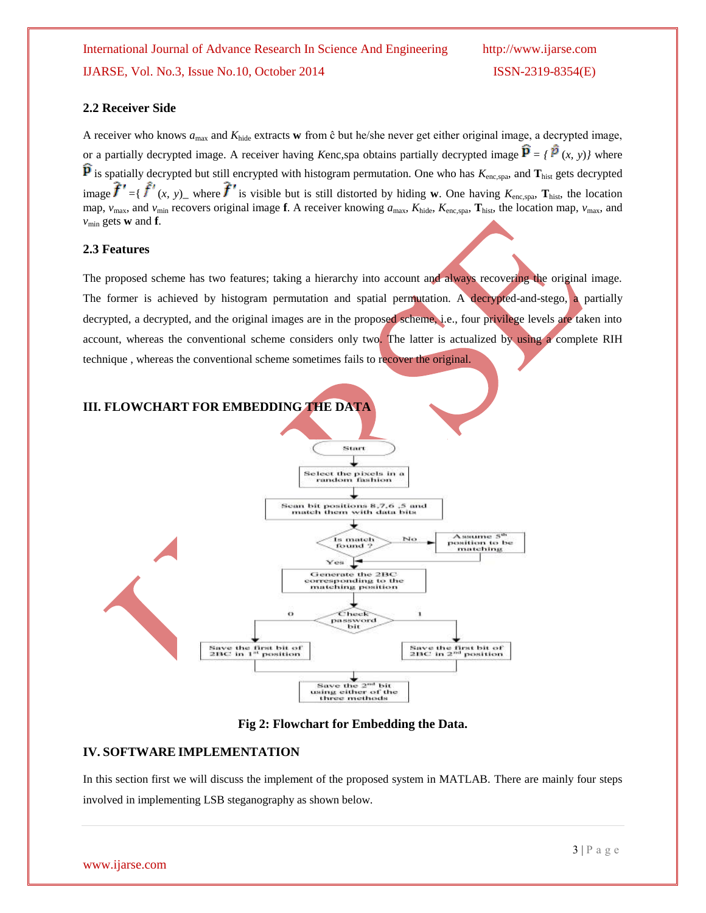### 2.2 Receiver Side

A receiver who knows $a_{max}$ and $K_{hide}$ extracts **w** from ĉ but he/she never get either original image, a decrypted image, or a partially decrypted image. A receiver having *K*enc,spa obtains partially decrypted image $\hat{\mathbf{P}} = \{\hat{P}(x, y)\}$ where $\hat{\mathbf{P}}$ is spatially decrypted but still encrypted with histogram permutation. One who has $K_{enc,spa}$, and $\mathbf{T}_{hist}$ gets decrypted image $\hat{f}' = \{\hat{f}'(x, y)\_$ where $\hat{f}'$ is visible but is still distorted by hiding **w**. One having $K_{enc,spa}$, $\mathbf{T}_{hist}$, the location map, $v_{max}$, and $v_{min}$ recovers original image **f**. A receiver knowing $a_{max}$, $K_{hide}$, $K_{enc,spa}$, $\mathbf{T}_{hist}$, the location map, $v_{max}$, and $v_{min}$ gets **w** and **f**.

### 2.3 Features

The proposed scheme has two features; taking a hierarchy into account and always recovering the original image. The former is achieved by histogram permutation and spatial permutation. A decrypted-and-stego, a partially decrypted, a decrypted, and the original images are in the proposed scheme, i.e., four privilege levels are taken into account, whereas the conventional scheme considers only two. The latter is actualized by using a complete RIH technique , whereas the conventional scheme sometimes fails to recover the original.

## III. FLOWCHART FOR EMBEDDING THE DATA

**Fig 2: Flowchart for Embedding the Data.**

## IV. SOFTWARE IMPLEMENTATION

In this section first we will discuss the implement of the proposed system in MATLAB. There are mainly four steps involved in implementing LSB steganography as shown below.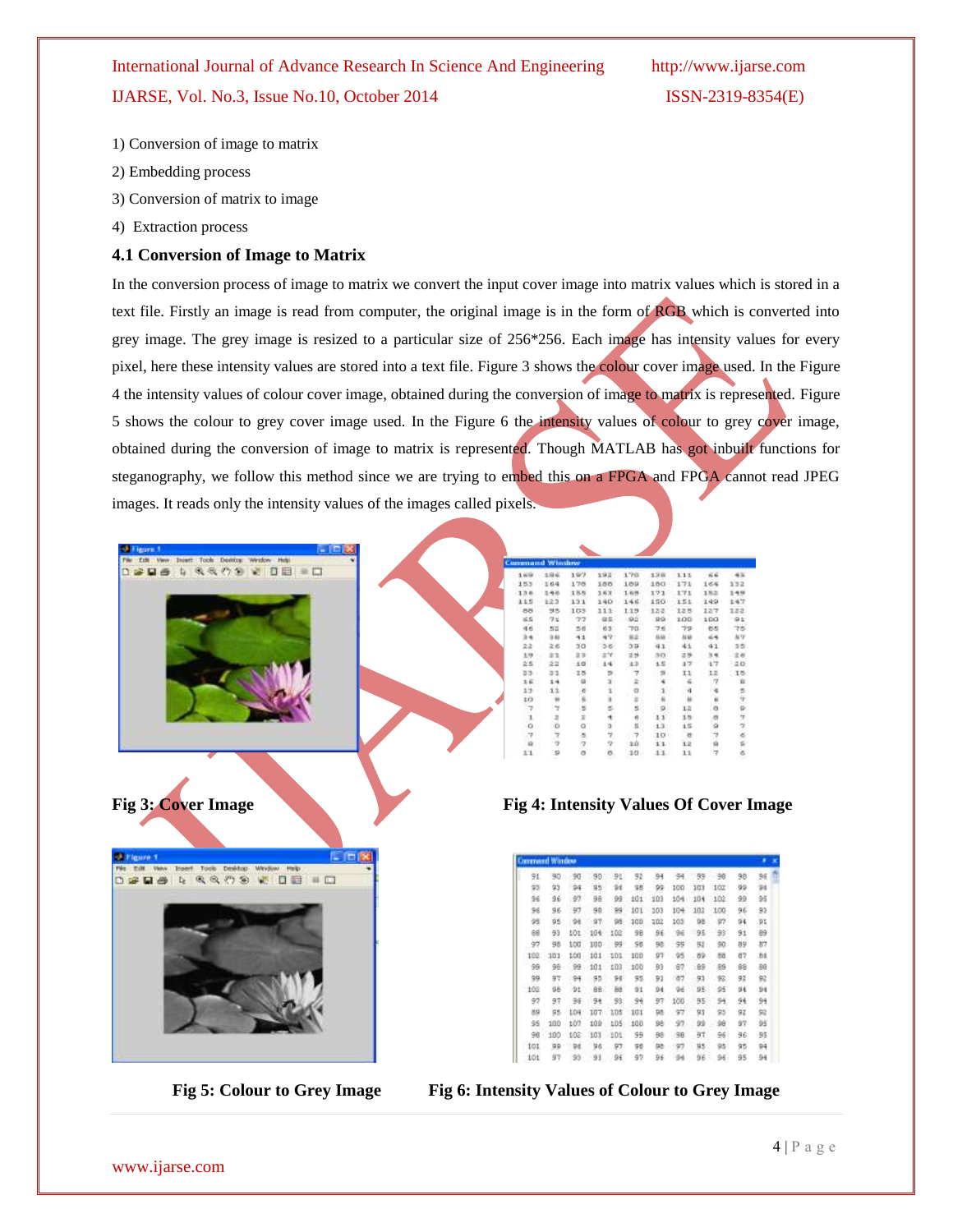1) Conversion of image to matrix

2) Embedding process

3) Conversion of matrix to image

4) Extraction process

### 4.1 Conversion of Image to Matrix

In the conversion process of image to matrix we convert the input cover image into matrix values which is stored in a text file. Firstly an image is read from computer, the original image is in the form of RGB which is converted into grey image. The grey image is resized to a particular size of 256*256. Each image has intensity values for every pixel, here these intensity values are stored into a text file. Figure 3 shows the colour cover image used. In the Figure 4 the intensity values of colour cover image, obtained during the conversion of image to matrix is represented. Figure 5 shows the colour to grey cover image used. In the Figure 6 the intensity values of colour to grey cover image, obtained during the conversion of image to matrix is represented. Though MATLAB has got inbuilt functions for steganography, we follow this method since we are trying to embed this on a FPGA and FPGA cannot read JPEG images. It reads only the intensity values of the images called pixels.

**Fig 3: Cover Image**

**Fig 4: Intensity Values Of Cover Image**

**Fig 5: Colour to Grey Image**

**Fig 6: Intensity Values of Colour to Grey Image**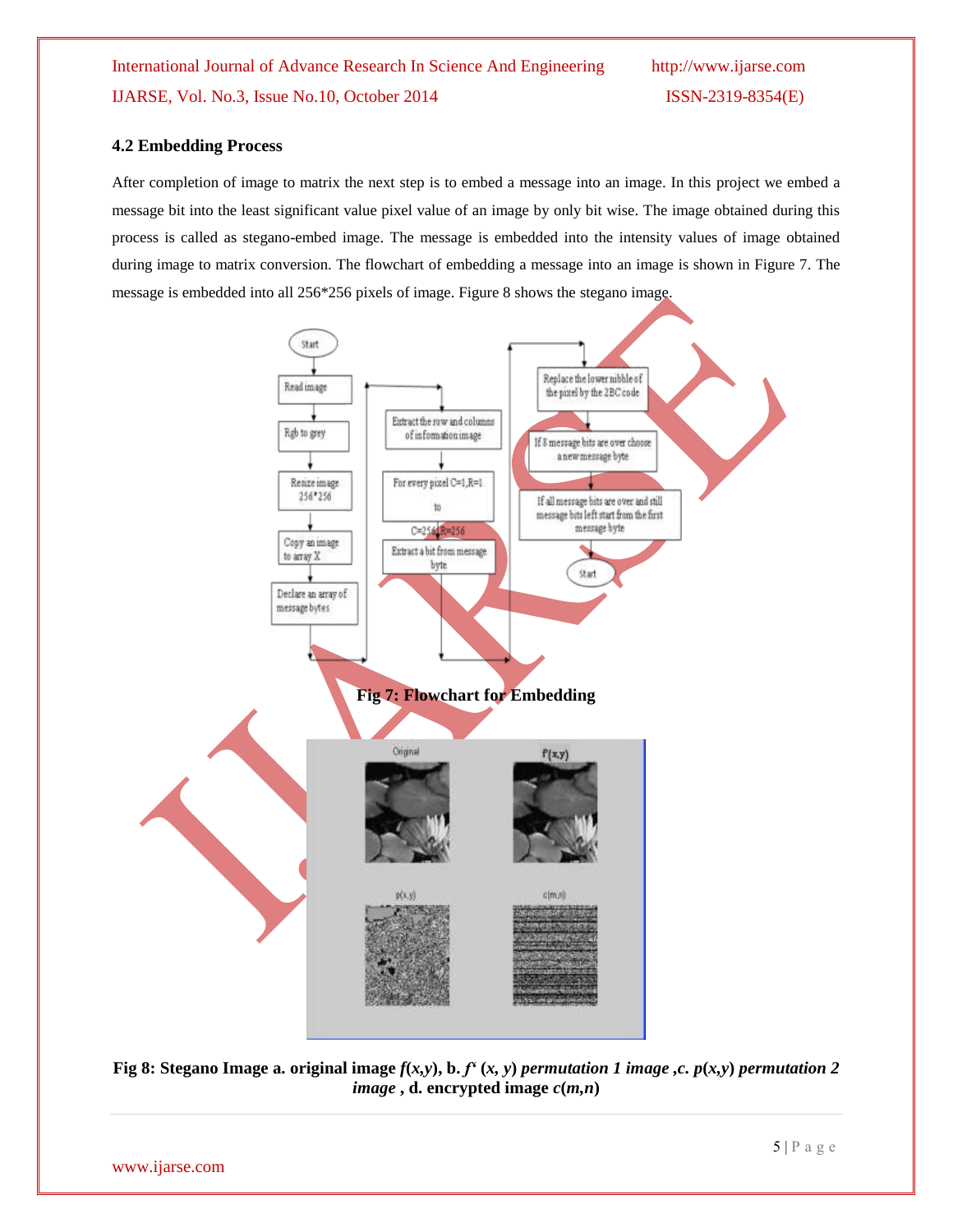### 4.2 Embedding Process

After completion of image to matrix the next step is to embed a message into an image. In this project we embed a message bit into the least significant value pixel value of an image by only bit wise. The image obtained during this process is called as stegano-embed image. The message is embedded into the intensity values of image obtained during image to matrix conversion. The flowchart of embedding a message into an image is shown in Figure 7. The message is embedded into all 256*256 pixels of image. Figure 8 shows the stegano image.

**Fig 7: Flowchart for Embedding**

**Fig 8: Stegano Image a. original image $f(x,y)$, b. $f'(x, y)$ *permutation 1 image* ,c. $p(x,y)$ *permutation 2 image* , d. encrypted image $c(m,n)$**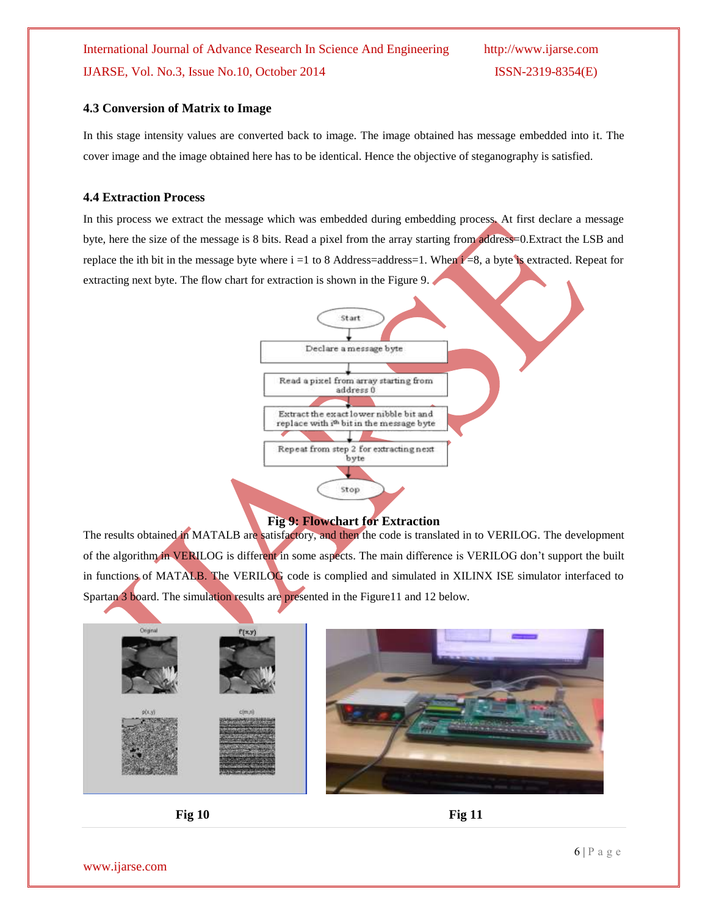### 4.3 Conversion of Matrix to Image

In this stage intensity values are converted back to image. The image obtained has message embedded into it. The cover image and the image obtained here has to be identical. Hence the objective of steganography is satisfied.

### 4.4 Extraction Process

In this process we extract the message which was embedded during embedding process. At first declare a message byte, here the size of the message is 8 bits. Read a pixel from the array starting from address=0.Extract the LSB and replace the ith bit in the message byte where i =1 to 8 Address=address=1. When i =8, a byte is extracted. Repeat for extracting next byte. The flow chart for extraction is shown in the Figure 9.

Start

Declare a message byte

Read a pixel from array starting from address 0

Extract the exact lower nibble bit and replace with i^th bit in the message byte

Repeat from step 2 for extracting next byte

Stop

**Fig 9: Flowchart for Extraction**

The results obtained in MATALB are satisfactory, and then the code is translated in to VERILOG. The development of the algorithm in VERILOG is different in some aspects. The main difference is VERILOG don't support the built in functions of MATALB. The VERILOG code is complied and simulated in XILINX ISE simulator interfaced to Spartan 3 board. The simulation results are presented in the Figure11 and 12 below.

Original | f(x,y) | p(x,y) | c(m,n)

**Fig 10**

**Fig 11**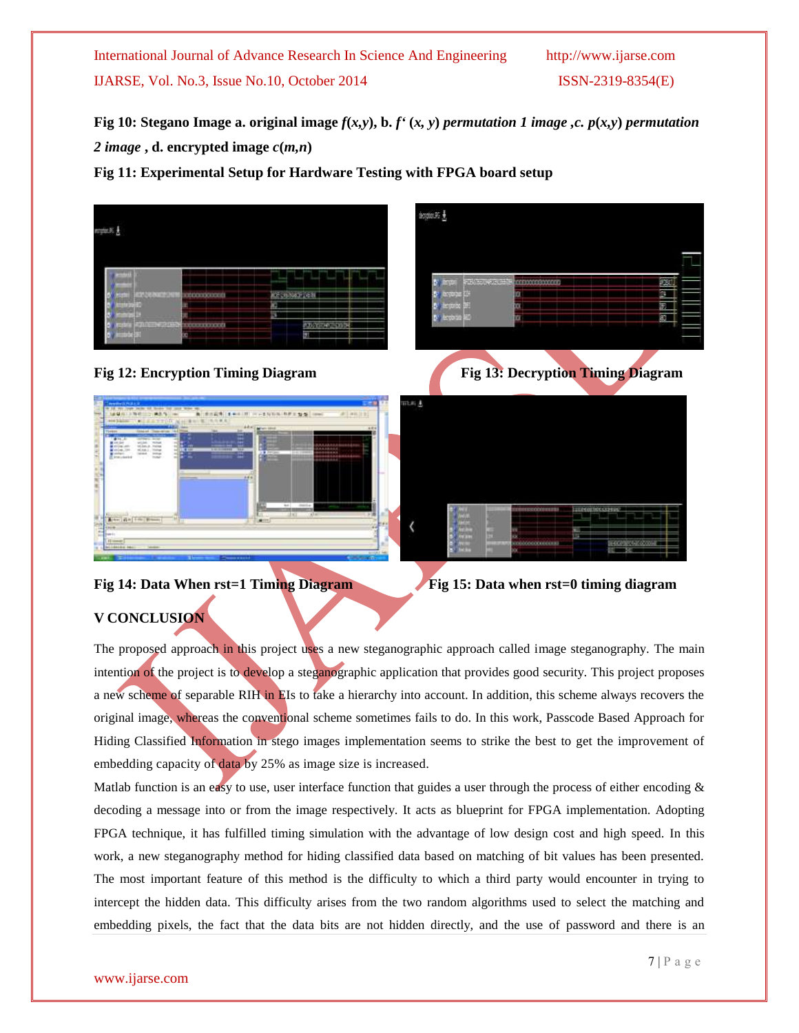**Fig 10: Stegano Image a. original image $f(x,y)$, b. $f'(x, y)$ *permutation 1 image* ,c. $p(x,y)$ *permutation 2 image* , d. encrypted image $c(m,n)$**

**Fig 11: Experimental Setup for Hardware Testing with FPGA board setup**

**Fig 12: Encryption Timing Diagram**

**Fig 13: Decryption Timing Diagram**

**Fig 14: Data When rst=1 Timing Diagram**

**Fig 15: Data when rst=0 timing diagram**

## V CONCLUSION

The proposed approach in this project uses a new steganographic approach called image steganography. The main intention of the project is to develop a steganographic application that provides good security. This project proposes a new scheme of separable RIH in EIs to take a hierarchy into account. In addition, this scheme always recovers the original image, whereas the conventional scheme sometimes fails to do. In this work, Passcode Based Approach for Hiding Classified Information in stego images implementation seems to strike the best to get the improvement of embedding capacity of data by 25% as image size is increased.

Matlab function is an easy to use, user interface function that guides a user through the process of either encoding & decoding a message into or from the image respectively. It acts as blueprint for FPGA implementation. Adopting FPGA technique, it has fulfilled timing simulation with the advantage of low design cost and high speed. In this work, a new steganography method for hiding classified data based on matching of bit values has been presented. The most important feature of this method is the difficulty to which a third party would encounter in trying to intercept the hidden data. This difficulty arises from the two random algorithms used to select the matching and embedding pixels, the fact that the data bits are not hidden directly, and the use of password and there is an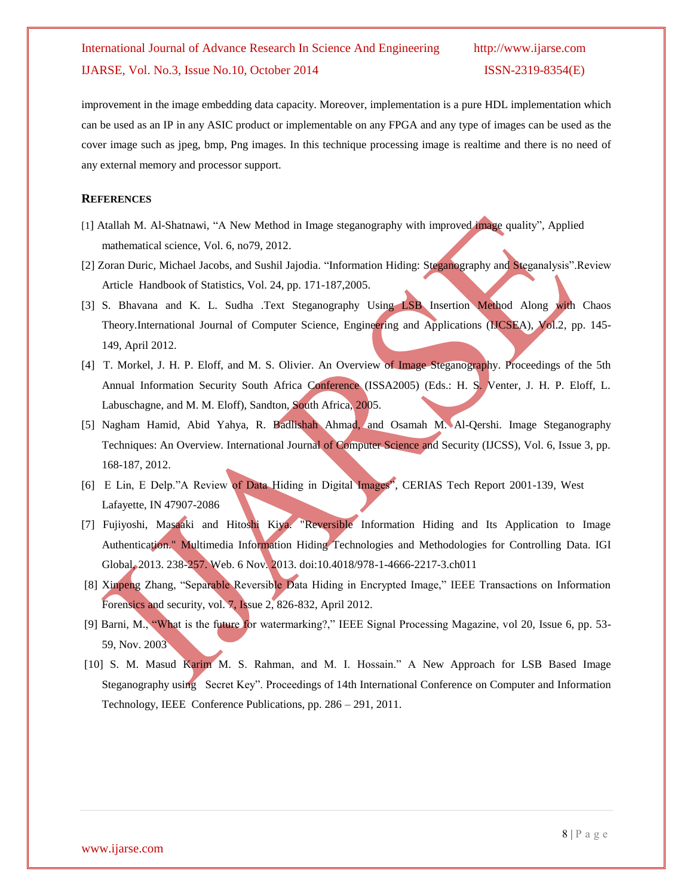improvement in the image embedding data capacity. Moreover, implementation is a pure HDL implementation which can be used as an IP in any ASIC product or implementable on any FPGA and any type of images can be used as the cover image such as jpeg, bmp, Png images. In this technique processing image is realtime and there is no need of any external memory and processor support.

## REFERENCES

[1] Atallah M. Al-Shatnawi, "A New Method in Image steganography with improved image quality", Applied mathematical science, Vol. 6, no79, 2012.

[2] Zoran Duric, Michael Jacobs, and Sushil Jajodia. "Information Hiding: Steganography and Steganalysis".Review Article Handbook of Statistics, Vol. 24, pp. 171-187,2005.

[3] S. Bhavana and K. L. Sudha .Text Steganography Using LSB Insertion Method Along with Chaos Theory.International Journal of Computer Science, Engineering and Applications (IJCSEA), Vol.2, pp. 145-149, April 2012.

[4] T. Morkel, J. H. P. Eloff, and M. S. Olivier. An Overview of Image Steganography. Proceedings of the 5th Annual Information Security South Africa Conference (ISSA2005) (Eds.: H. S. Venter, J. H. P. Eloff, L. Labuschagne, and M. M. Eloff), Sandton, South Africa, 2005.

[5] Nagham Hamid, Abid Yahya, R. Badlishah Ahmad, and Osamah M. Al-Qershi. Image Steganography Techniques: An Overview. International Journal of Computer Science and Security (IJCSS), Vol. 6, Issue 3, pp. 168-187, 2012.

[6] E Lin, E Delp."A Review of Data Hiding in Digital Images", CERIAS Tech Report 2001-139, West Lafayette, IN 47907-2086

[7] Fujiyoshi, Masaaki and Hitoshi Kiya. "Reversible Information Hiding and Its Application to Image Authentication." Multimedia Information Hiding Technologies and Methodologies for Controlling Data. IGI Global, 2013. 238-257. Web. 6 Nov. 2013. doi:10.4018/978-1-4666-2217-3.ch011

[8] Xinpeng Zhang, "Separable Reversible Data Hiding in Encrypted Image," IEEE Transactions on Information Forensics and security, vol. 7, Issue 2, 826-832, April 2012.

[9] Barni, M., "What is the future for watermarking?," IEEE Signal Processing Magazine, vol 20, Issue 6, pp. 53-59, Nov. 2003

[10] S. M. Masud Karim M. S. Rahman, and M. I. Hossain." A New Approach for LSB Based Image Steganography using Secret Key". Proceedings of 14th International Conference on Computer and Information Technology, IEEE Conference Publications, pp. 286 – 291, 2011.